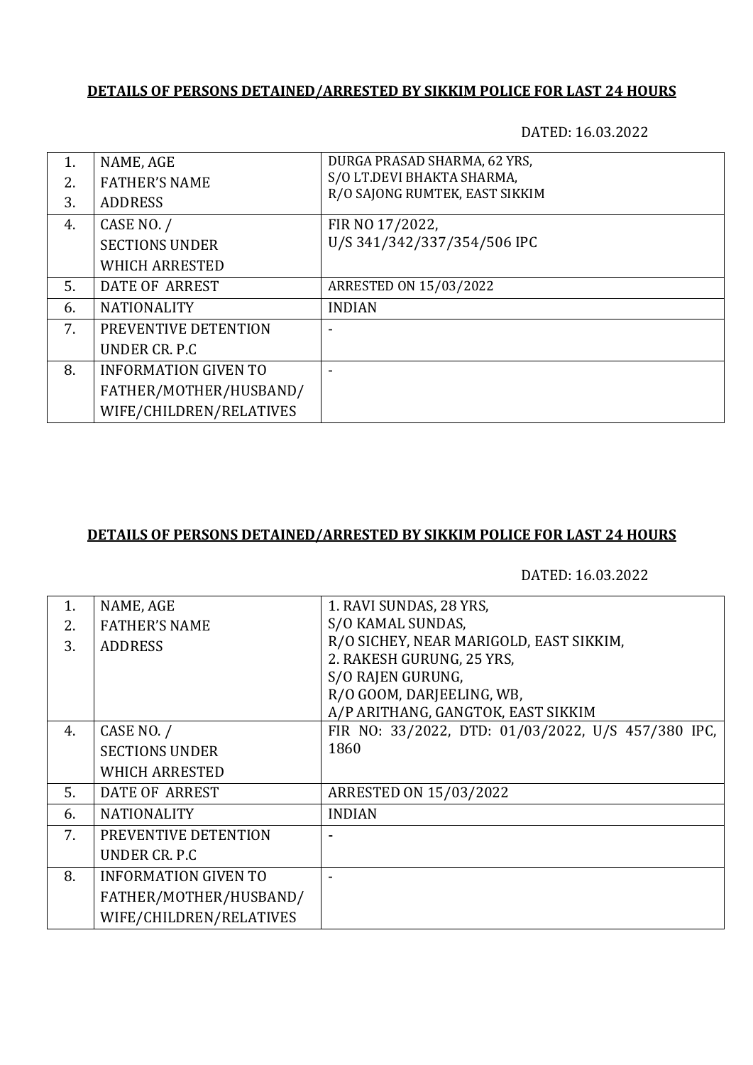**DETAILS OF PERSONS DETAINED/ARRESTED BY SIKKIM POLICE FOR LAST 24 HOURS**

DATED: 16.03.2022

| | | |
|---|---|---|
| 1.<br>2.<br>3. | NAME, AGE<br>FATHER'S NAME<br>ADDRESS | DURGA PRASAD SHARMA, 62 YRS,<br>S/O LT.DEVI BHAKTA SHARMA,<br>R/O SAJONG RUMTEK, EAST SIKKIM |
| 4. | CASE NO. /<br>SECTIONS UNDER<br>WHICH ARRESTED | FIR NO 17/2022,<br>U/S 341/342/337/354/506 IPC |
| 5. | DATE OF ARREST | ARRESTED ON 15/03/2022 |
| 6. | NATIONALITY | INDIAN |
| 7. | PREVENTIVE DETENTION<br>UNDER CR. P.C | - |
| 8. | INFORMATION GIVEN TO<br>FATHER/MOTHER/HUSBAND/<br>WIFE/CHILDREN/RELATIVES | - |

**DETAILS OF PERSONS DETAINED/ARRESTED BY SIKKIM POLICE FOR LAST 24 HOURS**

DATED: 16.03.2022

| | | |
|---|---|---|
| 1.<br>2.<br>3. | NAME, AGE<br>FATHER'S NAME<br>ADDRESS | 1. RAVI SUNDAS, 28 YRS,<br>S/O KAMAL SUNDAS,<br>R/O SICHEY, NEAR MARIGOLD, EAST SIKKIM,<br>2. RAKESH GURUNG, 25 YRS,<br>S/O RAJEN GURUNG,<br>R/O GOOM, DARJEELING, WB,<br>A/P ARITHANG, GANGTOK, EAST SIKKIM |
| 4. | CASE NO. /<br>SECTIONS UNDER<br>WHICH ARRESTED | FIR NO: 33/2022, DTD: 01/03/2022, U/S 457/380 IPC, 1860 |
| 5. | DATE OF ARREST | ARRESTED ON 15/03/2022 |
| 6. | NATIONALITY | INDIAN |
| 7. | PREVENTIVE DETENTION<br>UNDER CR. P.C | - |
| 8. | INFORMATION GIVEN TO<br>FATHER/MOTHER/HUSBAND/<br>WIFE/CHILDREN/RELATIVES | - |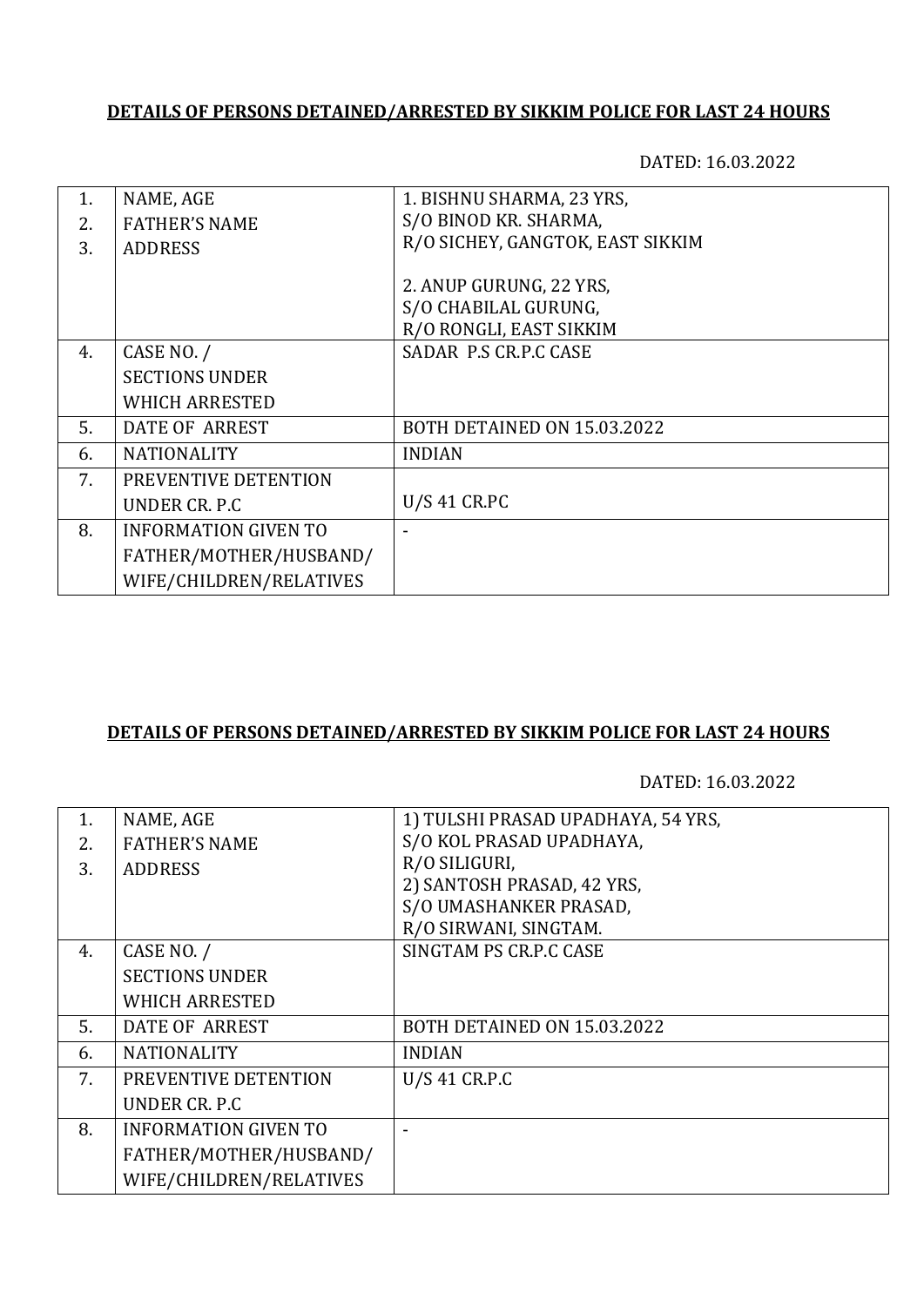**DETAILS OF PERSONS DETAINED/ARRESTED BY SIKKIM POLICE FOR LAST 24 HOURS**

DATED: 16.03.2022

| | | |
|---|---|---|
| 1.<br>2.<br>3. | NAME, AGE<br>FATHER'S NAME<br>ADDRESS | 1. BISHNU SHARMA, 23 YRS,<br>S/O BINOD KR. SHARMA,<br>R/O SICHEY, GANGTOK, EAST SIKKIM<br><br>2. ANUP GURUNG, 22 YRS,<br>S/O CHABILAL GURUNG,<br>R/O RONGLI, EAST SIKKIM |
| 4. | CASE NO. /<br>SECTIONS UNDER<br>WHICH ARRESTED | SADAR P.S CR.P.C CASE |
| 5. | DATE OF ARREST | BOTH DETAINED ON 15.03.2022 |
| 6. | NATIONALITY | INDIAN |
| 7. | PREVENTIVE DETENTION<br>UNDER CR. P.C | U/S 41 CR.PC |
| 8. | INFORMATION GIVEN TO<br>FATHER/MOTHER/HUSBAND/<br>WIFE/CHILDREN/RELATIVES | - |

**DETAILS OF PERSONS DETAINED/ARRESTED BY SIKKIM POLICE FOR LAST 24 HOURS**

DATED: 16.03.2022

| | | |
|---|---|---|
| 1.<br>2.<br>3. | NAME, AGE<br>FATHER'S NAME<br>ADDRESS | 1) TULSHI PRASAD UPADHAYA, 54 YRS,<br>S/O KOL PRASAD UPADHAYA,<br>R/O SILIGURI,<br>2) SANTOSH PRASAD, 42 YRS,<br>S/O UMASHANKER PRASAD,<br>R/O SIRWANI, SINGTAM. |
| 4. | CASE NO. /<br>SECTIONS UNDER<br>WHICH ARRESTED | SINGTAM PS CR.P.C CASE |
| 5. | DATE OF ARREST | BOTH DETAINED ON 15.03.2022 |
| 6. | NATIONALITY | INDIAN |
| 7. | PREVENTIVE DETENTION<br>UNDER CR. P.C | U/S 41 CR.P.C |
| 8. | INFORMATION GIVEN TO<br>FATHER/MOTHER/HUSBAND/<br>WIFE/CHILDREN/RELATIVES | - |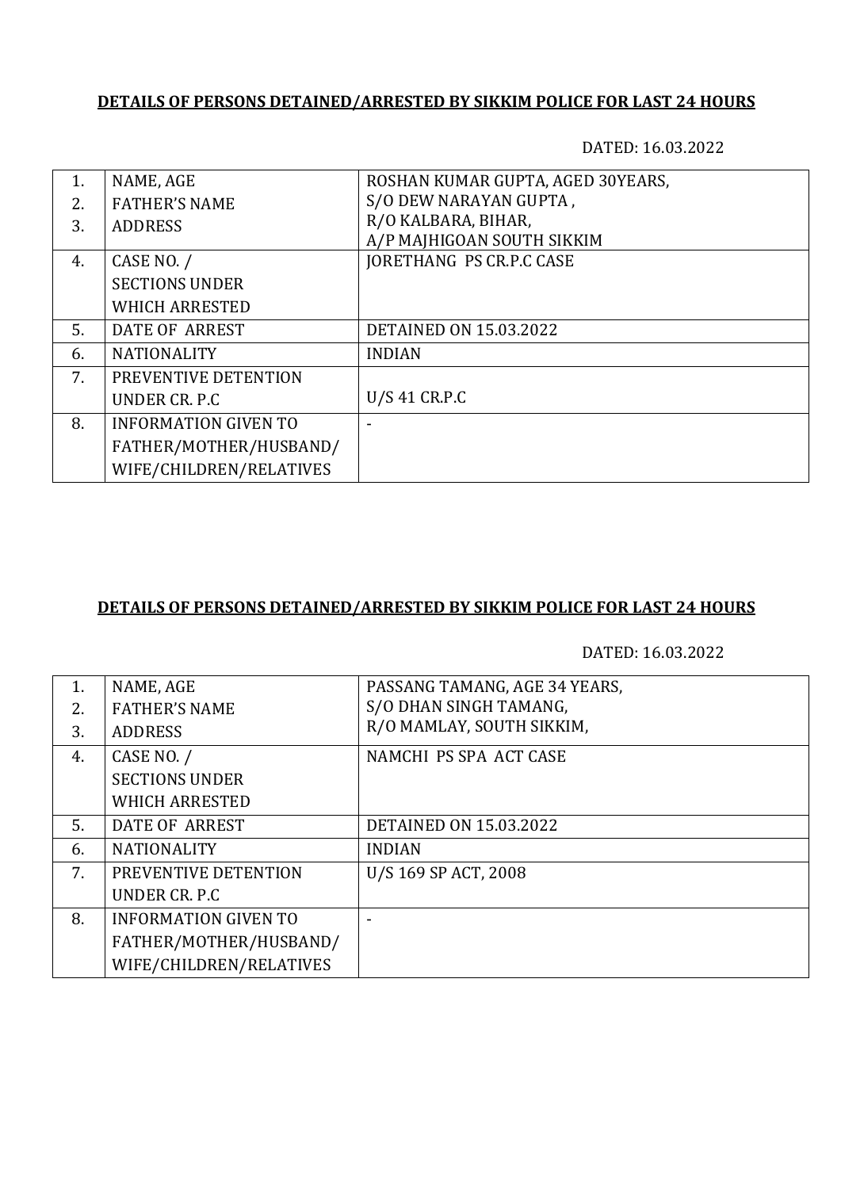**DETAILS OF PERSONS DETAINED/ARRESTED BY SIKKIM POLICE FOR LAST 24 HOURS**

DATED: 16.03.2022

| | | |
|---|---|---|
| 1.<br>2.<br>3. | NAME, AGE<br>FATHER'S NAME<br>ADDRESS | ROSHAN KUMAR GUPTA, AGED 30YEARS,<br>S/O DEW NARAYAN GUPTA ,<br>R/O KALBARA, BIHAR,<br>A/P MAJHIGOAN SOUTH SIKKIM |
| 4. | CASE NO. /<br>SECTIONS UNDER<br>WHICH ARRESTED | JORETHANG PS CR.P.C CASE |
| 5. | DATE OF ARREST | DETAINED ON 15.03.2022 |
| 6. | NATIONALITY | INDIAN |
| 7. | PREVENTIVE DETENTION<br>UNDER CR. P.C | U/S 41 CR.P.C |
| 8. | INFORMATION GIVEN TO<br>FATHER/MOTHER/HUSBAND/<br>WIFE/CHILDREN/RELATIVES | - |

**DETAILS OF PERSONS DETAINED/ARRESTED BY SIKKIM POLICE FOR LAST 24 HOURS**

DATED: 16.03.2022

| | | |
|---|---|---|
| 1.<br>2.<br>3. | NAME, AGE<br>FATHER'S NAME<br>ADDRESS | PASSANG TAMANG, AGE 34 YEARS,<br>S/O DHAN SINGH TAMANG,<br>R/O MAMLAY, SOUTH SIKKIM, |
| 4. | CASE NO. /<br>SECTIONS UNDER<br>WHICH ARRESTED | NAMCHI PS SPA ACT CASE |
| 5. | DATE OF ARREST | DETAINED ON 15.03.2022 |
| 6. | NATIONALITY | INDIAN |
| 7. | PREVENTIVE DETENTION<br>UNDER CR. P.C | U/S 169 SP ACT, 2008 |
| 8. | INFORMATION GIVEN TO<br>FATHER/MOTHER/HUSBAND/<br>WIFE/CHILDREN/RELATIVES | - |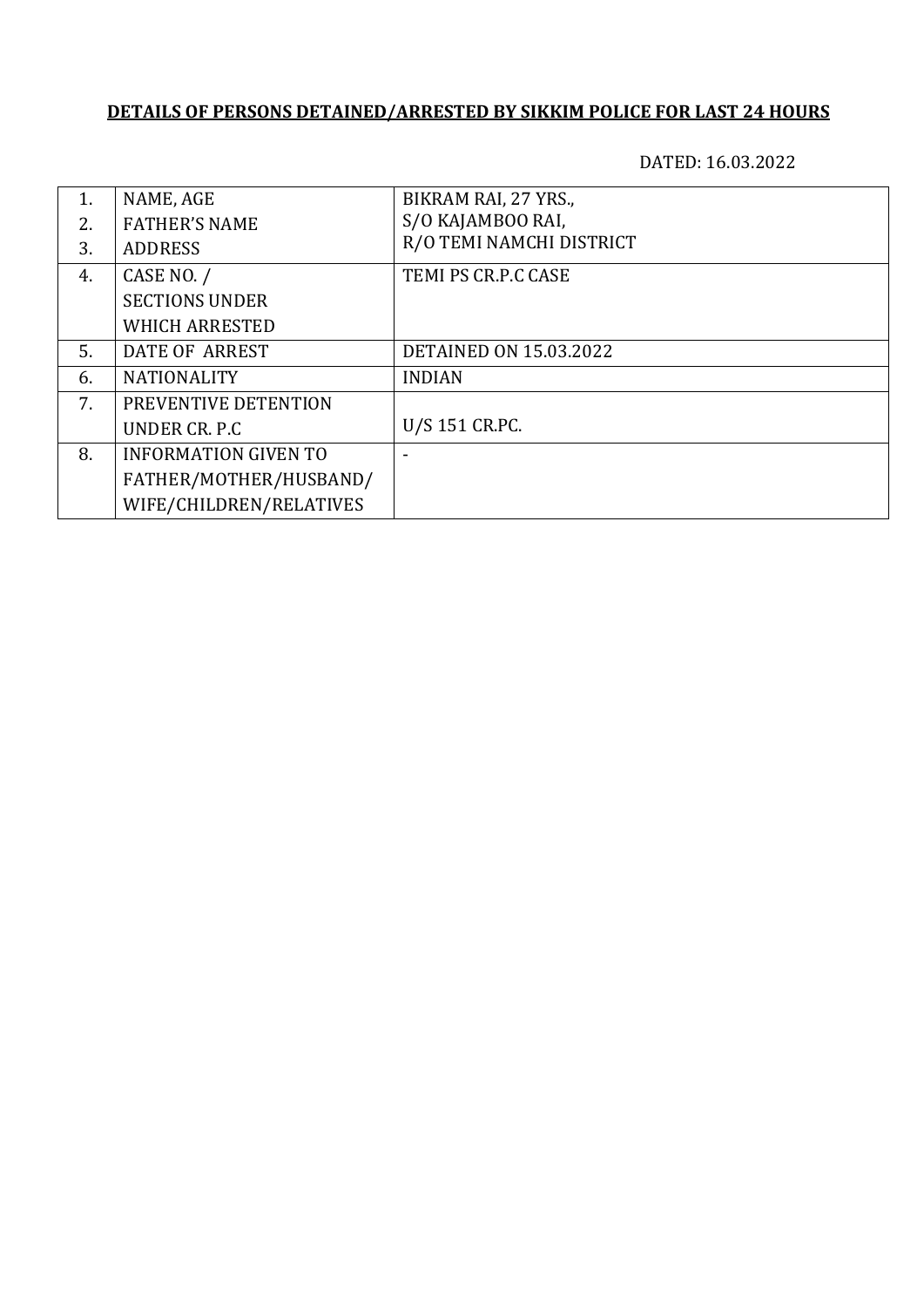**DETAILS OF PERSONS DETAINED/ARRESTED BY SIKKIM POLICE FOR LAST 24 HOURS**

DATED: 16.03.2022

| | | |
|---|---|---|
| 1.<br>2.<br>3. | NAME, AGE<br>FATHER'S NAME<br>ADDRESS | BIKRAM RAI, 27 YRS.,<br>S/O KAJAMBOO RAI,<br>R/O TEMI NAMCHI DISTRICT |
| 4. | CASE NO. /<br>SECTIONS UNDER<br>WHICH ARRESTED | TEMI PS CR.P.C CASE |
| 5. | DATE OF ARREST | DETAINED ON 15.03.2022 |
| 6. | NATIONALITY | INDIAN |
| 7. | PREVENTIVE DETENTION<br>UNDER CR. P.C | U/S 151 CR.PC. |
| 8. | INFORMATION GIVEN TO<br>FATHER/MOTHER/HUSBAND/<br>WIFE/CHILDREN/RELATIVES | - |